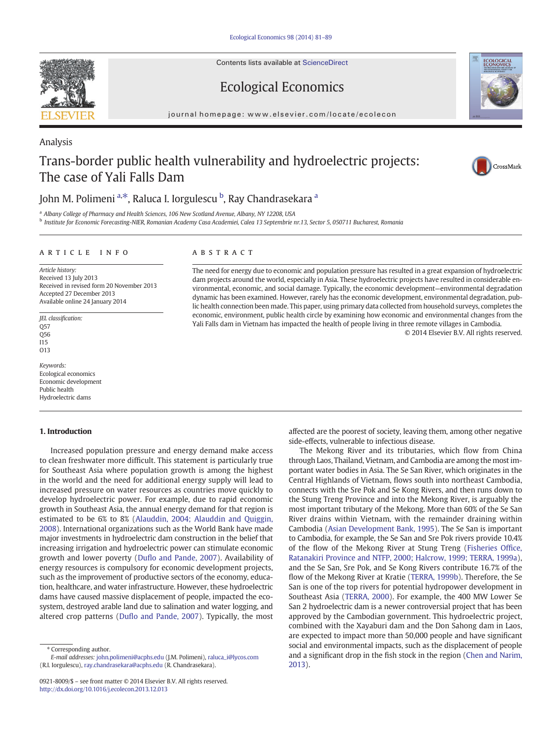Analysis

# Trans-border public health vulnerability and hydroelectric projects: The case of Yali Falls Dam

John M. Polimeni [a,*], Raluca I. Iorgulescu [b], Ray Chandrasekara [a]

[a] Albany College of Pharmacy and Health Sciences, 106 New Scotland Avenue, Albany, NY 12208, USA

[b] Institute for Economic Forecasting-NIER, Romanian Academy Casa Academiei, Calea 13 Septembrie nr.13, Sector 5, 050711 Bucharest, Romania

**ARTICLE INFO**

*Article history:*
Received 13 July 2013
Received in revised form 20 November 2013
Accepted 27 December 2013
Available online 24 January 2014

*JEL classification:*
Q57
Q56
I15
O13

*Keywords:*
Ecological economics
Economic development
Public health
Hydroelectric dams

**ABSTRACT**

The need for energy due to economic and population pressure has resulted in a great expansion of hydroelectric dam projects around the world, especially in Asia. These hydroelectric projects have resulted in considerable environmental, economic, and social damage. Typically, the economic development—environmental degradation dynamic has been examined. However, rarely has the economic development, environmental degradation, public health connection been made. This paper, using primary data collected from household surveys, completes the economic, environment, public health circle by examining how economic and environmental changes from the Yali Falls dam in Vietnam has impacted the health of people living in three remote villages in Cambodia.

© 2014 Elsevier B.V. All rights reserved.

## 1. Introduction

Increased population pressure and energy demand make access to clean freshwater more difficult. This statement is particularly true for Southeast Asia where population growth is among the highest in the world and the need for additional energy supply will lead to increased pressure on water resources as countries move quickly to develop hydroelectric power. For example, due to rapid economic growth in Southeast Asia, the annual energy demand for that region is estimated to be 6% to 8% (Alauddin, 2004; Alauddin and Quiggin, 2008). International organizations such as the World Bank have made major investments in hydroelectric dam construction in the belief that increasing irrigation and hydroelectric power can stimulate economic growth and lower poverty (Duflo and Pande, 2007). Availability of energy resources is compulsory for economic development projects, such as the improvement of productive sectors of the economy, education, healthcare, and water infrastructure. However, these hydroelectric dams have caused massive displacement of people, impacted the ecosystem, destroyed arable land due to salination and water logging, and altered crop patterns (Duflo and Pande, 2007). Typically, the most affected are the poorest of society, leaving them, among other negative side-effects, vulnerable to infectious disease.

The Mekong River and its tributaries, which flow from China through Laos, Thailand, Vietnam, and Cambodia are among the most important water bodies in Asia. The Se San River, which originates in the Central Highlands of Vietnam, flows south into northeast Cambodia, connects with the Sre Pok and Se Kong Rivers, and then runs down to the Stung Treng Province and into the Mekong River, is arguably the most important tributary of the Mekong. More than 60% of the Se San River drains within Vietnam, with the remainder draining within Cambodia (Asian Development Bank, 1995). The Se San is important to Cambodia, for example, the Se San and Sre Pok rivers provide 10.4% of the flow of the Mekong River at Stung Treng (Fisheries Office, Ratanakiri Province and NTFP, 2000; Halcrow, 1999; TERRA, 1999a), and the Se San, Sre Pok, and Se Kong Rivers contribute 16.7% of the flow of the Mekong River at Kratie (TERRA, 1999b). Therefore, the Se San is one of the top rivers for potential hydropower development in Southeast Asia (TERRA, 2000). For example, the 400 MW Lower Se San 2 hydroelectric dam is a newer controversial project that has been approved by the Cambodian government. This hydroelectric project, combined with the Xayaburi dam and the Don Sahong dam in Laos, are expected to impact more than 50,000 people and have significant social and environmental impacts, such as the displacement of people and a significant drop in the fish stock in the region (Chen and Narim, 2013).

\* Corresponding author.
*E-mail addresses:* john.polimeni@acphs.edu (J.M. Polimeni), raluca_i@lycos.com (R.I. Iorgulescu), ray.chandrasekara@acphs.edu (R. Chandrasekara).

0921-8009/$ – see front matter © 2014 Elsevier B.V. All rights reserved.
http://dx.doi.org/10.1016/j.ecolecon.2013.12.013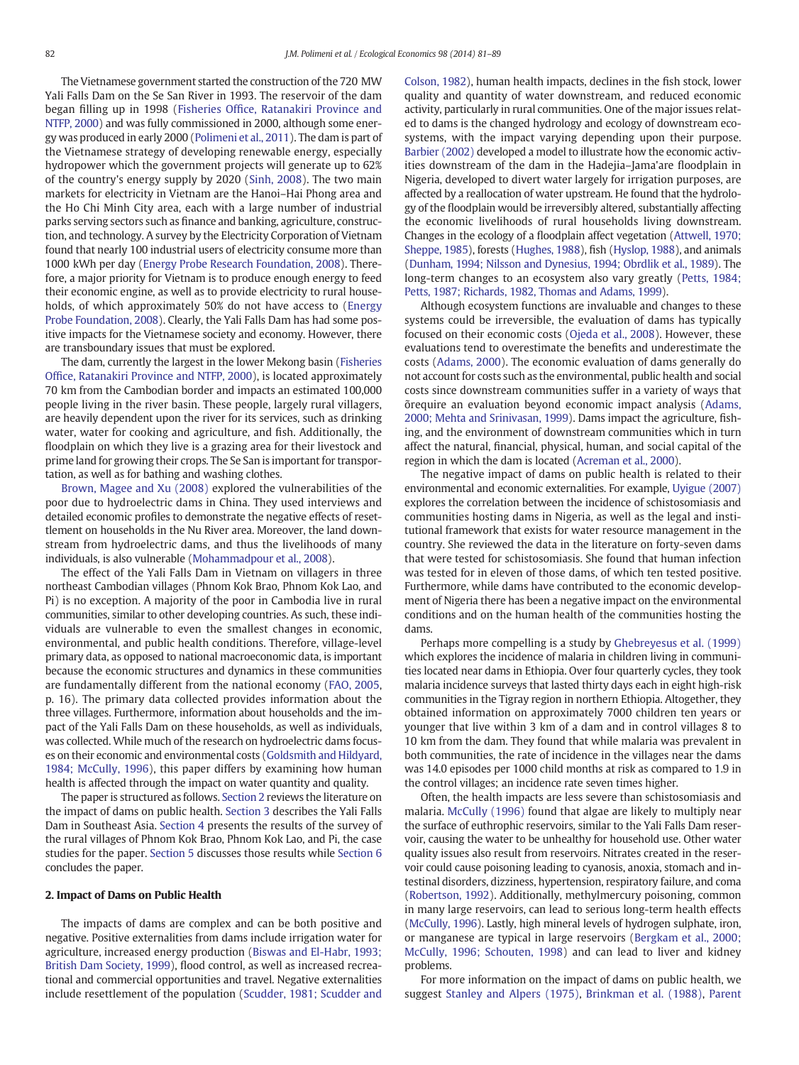The Vietnamese government started the construction of the 720 MW Yali Falls Dam on the Se San River in 1993. The reservoir of the dam began filling up in 1998 (Fisheries Office, Ratanakiri Province and NTFP, 2000) and was fully commissioned in 2000, although some energy was produced in early 2000 (Polimeni et al., 2011). The dam is part of the Vietnamese strategy of developing renewable energy, especially hydropower which the government projects will generate up to 62% of the country's energy supply by 2020 (Sinh, 2008). The two main markets for electricity in Vietnam are the Hanoi–Hai Phong area and the Ho Chi Minh City area, each with a large number of industrial parks serving sectors such as finance and banking, agriculture, construction, and technology. A survey by the Electricity Corporation of Vietnam found that nearly 100 industrial users of electricity consume more than 1000 kWh per day (Energy Probe Research Foundation, 2008). Therefore, a major priority for Vietnam is to produce enough energy to feed their economic engine, as well as to provide electricity to rural households, of which approximately 50% do not have access to (Energy Probe Foundation, 2008). Clearly, the Yali Falls Dam has had some positive impacts for the Vietnamese society and economy. However, there are transboundary issues that must be explored.

The dam, currently the largest in the lower Mekong basin (Fisheries Office, Ratanakiri Province and NTFP, 2000), is located approximately 70 km from the Cambodian border and impacts an estimated 100,000 people living in the river basin. These people, largely rural villagers, are heavily dependent upon the river for its services, such as drinking water, water for cooking and agriculture, and fish. Additionally, the floodplain on which they live is a grazing area for their livestock and prime land for growing their crops. The Se San is important for transportation, as well as for bathing and washing clothes.

Brown, Magee and Xu (2008) explored the vulnerabilities of the poor due to hydroelectric dams in China. They used interviews and detailed economic profiles to demonstrate the negative effects of resettlement on households in the Nu River area. Moreover, the land downstream from hydroelectric dams, and thus the livelihoods of many individuals, is also vulnerable (Mohammadpour et al., 2008).

The effect of the Yali Falls Dam in Vietnam on villagers in three northeast Cambodian villages (Phnom Kok Brao, Phnom Kok Lao, and Pi) is no exception. A majority of the poor in Cambodia live in rural communities, similar to other developing countries. As such, these individuals are vulnerable to even the smallest changes in economic, environmental, and public health conditions. Therefore, village-level primary data, as opposed to national macroeconomic data, is important because the economic structures and dynamics in these communities are fundamentally different from the national economy (FAO, 2005, p. 16). The primary data collected provides information about the three villages. Furthermore, information about households and the impact of the Yali Falls Dam on these households, as well as individuals, was collected. While much of the research on hydroelectric dams focuses on their economic and environmental costs (Goldsmith and Hildyard, 1984; McCully, 1996), this paper differs by examining how human health is affected through the impact on water quantity and quality.

The paper is structured as follows. Section 2 reviews the literature on the impact of dams on public health. Section 3 describes the Yali Falls Dam in Southeast Asia. Section 4 presents the results of the survey of the rural villages of Phnom Kok Brao, Phnom Kok Lao, and Pi, the case studies for the paper. Section 5 discusses those results while Section 6 concludes the paper.

## 2. Impact of Dams on Public Health

The impacts of dams are complex and can be both positive and negative. Positive externalities from dams include irrigation water for agriculture, increased energy production (Biswas and El-Habr, 1993; British Dam Society, 1999), flood control, as well as increased recreational and commercial opportunities and travel. Negative externalities include resettlement of the population (Scudder, 1981; Scudder and Colson, 1982), human health impacts, declines in the fish stock, lower quality and quantity of water downstream, and reduced economic activity, particularly in rural communities. One of the major issues related to dams is the changed hydrology and ecology of downstream ecosystems, with the impact varying depending upon their purpose. Barbier (2002) developed a model to illustrate how the economic activities downstream of the dam in the Hadejia–Jama'are floodplain in Nigeria, developed to divert water largely for irrigation purposes, are affected by a reallocation of water upstream. He found that the hydrology of the floodplain would be irreversibly altered, substantially affecting the economic livelihoods of rural households living downstream. Changes in the ecology of a floodplain affect vegetation (Attwell, 1970; Sheppe, 1985), forests (Hughes, 1988), fish (Hyslop, 1988), and animals (Dunham, 1994; Nilsson and Dynesius, 1994; Obrdlik et al., 1989). The long-term changes to an ecosystem also vary greatly (Petts, 1984; Petts, 1987; Richards, 1982, Thomas and Adams, 1999).

Although ecosystem functions are invaluable and changes to these systems could be irreversible, the evaluation of dams has typically focused on their economic costs (Ojeda et al., 2008). However, these evaluations tend to overestimate the benefits and underestimate the costs (Adams, 2000). The economic evaluation of dams generally do not account for costs such as the environmental, public health and social costs since downstream communities suffer in a variety of ways that õrequire an evaluation beyond economic impact analysis (Adams, 2000; Mehta and Srinivasan, 1999). Dams impact the agriculture, fishing, and the environment of downstream communities which in turn affect the natural, financial, physical, human, and social capital of the region in which the dam is located (Acreman et al., 2000).

The negative impact of dams on public health is related to their environmental and economic externalities. For example, Uyigue (2007) explores the correlation between the incidence of schistosomiasis and communities hosting dams in Nigeria, as well as the legal and institutional framework that exists for water resource management in the country. She reviewed the data in the literature on forty-seven dams that were tested for schistosomiasis. She found that human infection was tested for in eleven of those dams, of which ten tested positive. Furthermore, while dams have contributed to the economic development of Nigeria there has been a negative impact on the environmental conditions and on the human health of the communities hosting the dams.

Perhaps more compelling is a study by Ghebreyesus et al. (1999) which explores the incidence of malaria in children living in communities located near dams in Ethiopia. Over four quarterly cycles, they took malaria incidence surveys that lasted thirty days each in eight high-risk communities in the Tigray region in northern Ethiopia. Altogether, they obtained information on approximately 7000 children ten years or younger that live within 3 km of a dam and in control villages 8 to 10 km from the dam. They found that while malaria was prevalent in both communities, the rate of incidence in the villages near the dams was 14.0 episodes per 1000 child months at risk as compared to 1.9 in the control villages; an incidence rate seven times higher.

Often, the health impacts are less severe than schistosomiasis and malaria. McCully (1996) found that algae are likely to multiply near the surface of euthrophic reservoirs, similar to the Yali Falls Dam reservoir, causing the water to be unhealthy for household use. Other water quality issues also result from reservoirs. Nitrates created in the reservoir could cause poisoning leading to cyanosis, anoxia, stomach and intestinal disorders, dizziness, hypertension, respiratory failure, and coma (Robertson, 1992). Additionally, methylmercury poisoning, common in many large reservoirs, can lead to serious long-term health effects (McCully, 1996). Lastly, high mineral levels of hydrogen sulphate, iron, or manganese are typical in large reservoirs (Bergkam et al., 2000; McCully, 1996; Schouten, 1998) and can lead to liver and kidney problems.

For more information on the impact of dams on public health, we suggest Stanley and Alpers (1975), Brinkman et al. (1988), Parent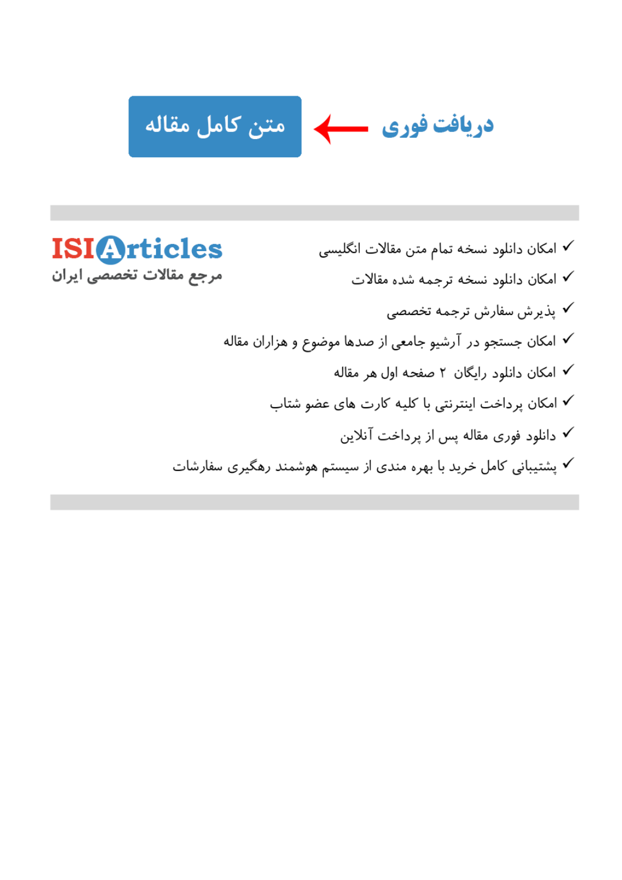**دریافت فوری** ← **متن کامل مقاله**

---

**ISIArticles**
مرجع مقالات تخصصی ایران

- ✓ امکان دانلود نسخه تمام متن مقالات انگلیسی
- ✓ امکان دانلود نسخه ترجمه شده مقالات
- ✓ پذیرش سفارش ترجمه تخصصی
- ✓ امکان جستجو در آرشیو جامعی از صدها موضوع و هزاران مقاله
- ✓ امکان دانلود رایگان ۲ صفحه اول هر مقاله
- ✓ امکان پرداخت اینترنتی با کلیه کارت های عضو شتاب
- ✓ دانلود فوری مقاله پس از پرداخت آنلاین
- ✓ پشتیبانی کامل خرید با بهره مندی از سیستم هوشمند رهگیری سفارشات

---